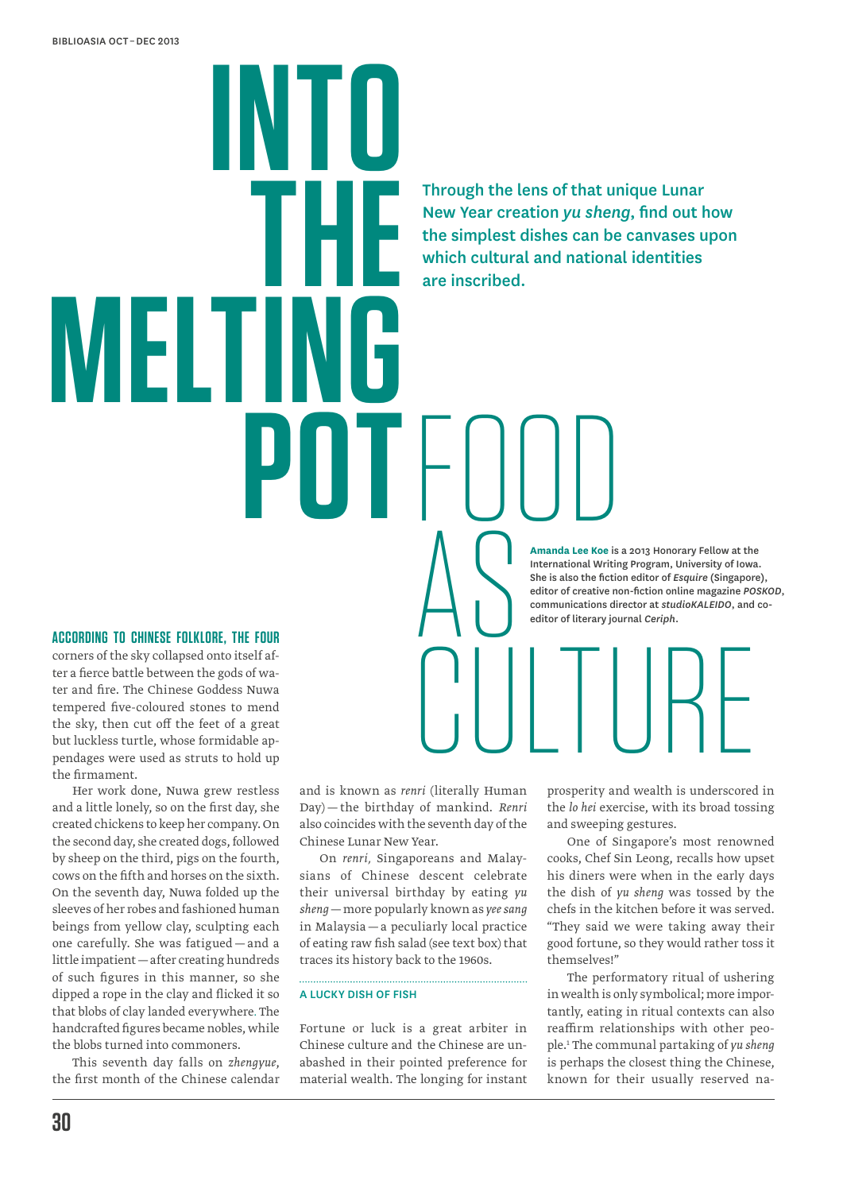# INTO THE MELTING POT

# FOOD AS CULTURE

**Through the lens of that unique Lunar New Year creation *yu sheng*, find out how the simplest dishes can be canvases upon which cultural and national identities are inscribed.**

**Amanda Lee Koe** is a 2013 Honorary Fellow at the International Writing Program, University of Iowa. She is also the fiction editor of *Esquire* (Singapore), editor of creative non-fiction online magazine *POSKOD*, communications director at *studioKALEIDO*, and co-editor of literary journal *Ceriph*.

**ACCORDING TO CHINESE FOLKLORE, THE FOUR** corners of the sky collapsed onto itself after a fierce battle between the gods of water and fire. The Chinese Goddess Nuwa tempered five-coloured stones to mend the sky, then cut off the feet of a great but luckless turtle, whose formidable appendages were used as struts to hold up the firmament.

Her work done, Nuwa grew restless and a little lonely, so on the first day, she created chickens to keep her company. On the second day, she created dogs, followed by sheep on the third, pigs on the fourth, cows on the fifth and horses on the sixth. On the seventh day, Nuwa folded up the sleeves of her robes and fashioned human beings from yellow clay, sculpting each one carefully. She was fatigued — and a little impatient — after creating hundreds of such figures in this manner, so she dipped a rope in the clay and flicked it so that blobs of clay landed everywhere. The handcrafted figures became nobles, while the blobs turned into commoners.

This seventh day falls on *zhengyue*, the first month of the Chinese calendar and is known as *renri* (literally Human Day) — the birthday of mankind. *Renri* also coincides with the seventh day of the Chinese Lunar New Year.

On *renri,* Singaporeans and Malaysians of Chinese descent celebrate their universal birthday by eating *yu sheng* — more popularly known as *yee sang* in Malaysia — a peculiarly local practice of eating raw fish salad (see text box) that traces its history back to the 1960s.

## A LUCKY DISH OF FISH

Fortune or luck is a great arbiter in Chinese culture and the Chinese are unabashed in their pointed preference for material wealth. The longing for instant prosperity and wealth is underscored in the *lo hei* exercise, with its broad tossing and sweeping gestures.

One of Singapore's most renowned cooks, Chef Sin Leong, recalls how upset his diners were when in the early days the dish of *yu sheng* was tossed by the chefs in the kitchen before it was served. "They said we were taking away their good fortune, so they would rather toss it themselves!"

The performatory ritual of ushering in wealth is only symbolical; more importantly, eating in ritual contexts can also reaffirm relationships with other people.[1] The communal partaking of *yu sheng* is perhaps the closest thing the Chinese, known for their usually reserved na-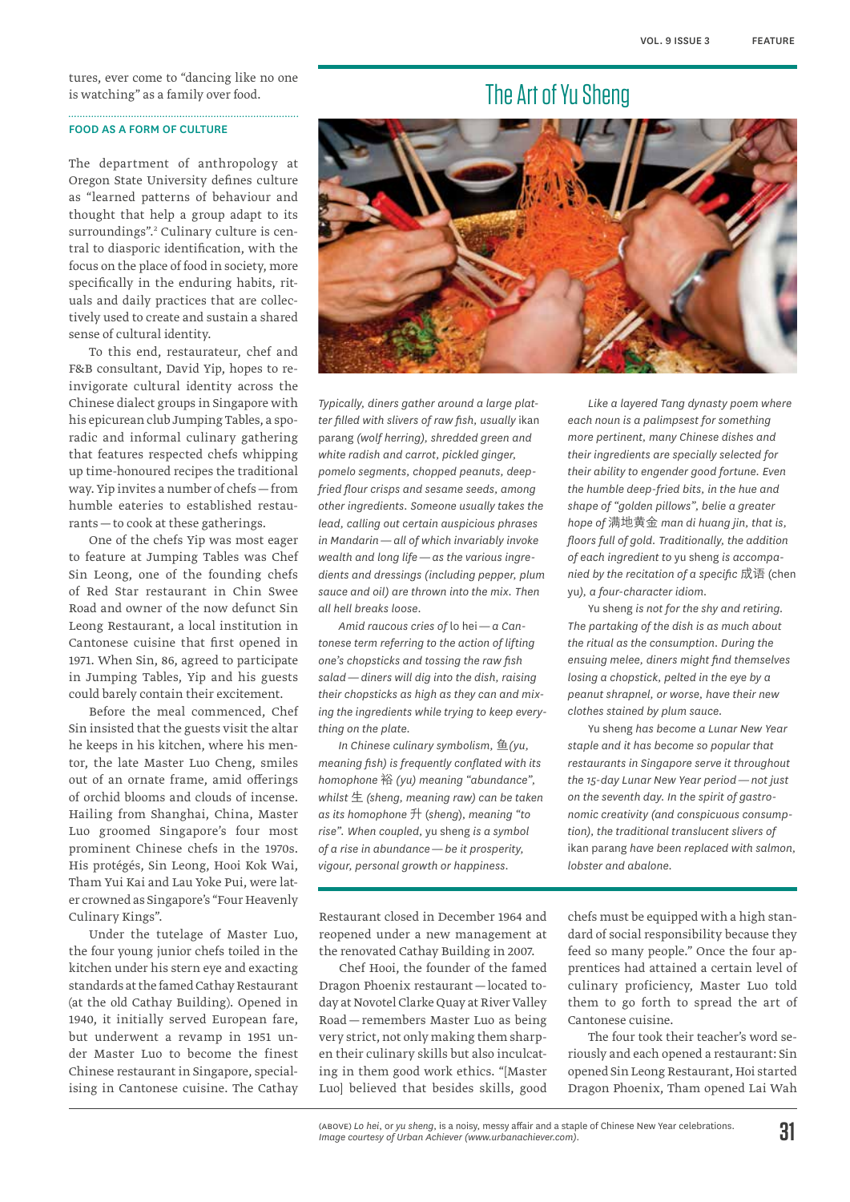tures, ever come to "dancing like no one is watching" as a family over food.

### FOOD AS A FORM OF CULTURE

The department of anthropology at Oregon State University defines culture as "learned patterns of behaviour and thought that help a group adapt to its surroundings".[2] Culinary culture is central to diasporic identification, with the focus on the place of food in society, more specifically in the enduring habits, rituals and daily practices that are collectively used to create and sustain a shared sense of cultural identity.

To this end, restaurateur, chef and F&B consultant, David Yip, hopes to re-invigorate cultural identity across the Chinese dialect groups in Singapore with his epicurean club Jumping Tables, a sporadic and informal culinary gathering that features respected chefs whipping up time-honoured recipes the traditional way. Yip invites a number of chefs — from humble eateries to established restaurants — to cook at these gatherings.

One of the chefs Yip was most eager to feature at Jumping Tables was Chef Sin Leong, one of the founding chefs of Red Star restaurant in Chin Swee Road and owner of the now defunct Sin Leong Restaurant, a local institution in Cantonese cuisine that first opened in 1971. When Sin, 86, agreed to participate in Jumping Tables, Yip and his guests could barely contain their excitement.

Before the meal commenced, Chef Sin insisted that the guests visit the altar he keeps in his kitchen, where his mentor, the late Master Luo Cheng, smiles out of an ornate frame, amid offerings of orchid blooms and clouds of incense. Hailing from Shanghai, China, Master Luo groomed Singapore's four most prominent Chinese chefs in the 1970s. His protégés, Sin Leong, Hooi Kok Wai, Tham Yui Kai and Lau Yoke Pui, were later crowned as Singapore's "Four Heavenly Culinary Kings".

Under the tutelage of Master Luo, the four young junior chefs toiled in the kitchen under his stern eye and exacting standards at the famed Cathay Restaurant (at the old Cathay Building). Opened in 1940, it initially served European fare, but underwent a revamp in 1951 under Master Luo to become the finest Chinese restaurant in Singapore, specialising in Cantonese cuisine. The Cathay Restaurant closed in December 1964 and reopened under a new management at the renovated Cathay Building in 2007.

Chef Hooi, the founder of the famed Dragon Phoenix restaurant — located today at Novotel Clarke Quay at River Valley Road — remembers Master Luo as being very strict, not only making them sharpen their culinary skills but also inculcating in them good work ethics. "[Master Luo] believed that besides skills, good chefs must be equipped with a high standard of social responsibility because they feed so many people." Once the four apprentices had attained a certain level of culinary proficiency, Master Luo told them to go forth to spread the art of Cantonese cuisine.

The four took their teacher's word seriously and each opened a restaurant: Sin opened Sin Leong Restaurant, Hoi started Dragon Phoenix, Tham opened Lai Wah

---

## The Art of Yu Sheng

(ABOVE) *Lo hei*, or *yu sheng*, is a noisy, messy affair and a staple of Chinese New Year celebrations. *Image courtesy of Urban Achiever (www.urbanachiever.com).*

*Typically, diners gather around a large platter filled with slivers of raw fish, usually* ikan parang *(wolf herring), shredded green and white radish and carrot, pickled ginger, pomelo segments, chopped peanuts, deep-fried flour crisps and sesame seeds, among other ingredients. Someone usually takes the lead, calling out certain auspicious phrases in Mandarin — all of which invariably invoke wealth and long life — as the various ingredients and dressings (including pepper, plum sauce and oil) are thrown into the mix. Then all hell breaks loose.*

*Amid raucous cries of* lo hei *— a Cantonese term referring to the action of lifting one's chopsticks and tossing the raw fish salad — diners will dig into the dish, raising their chopsticks as high as they can and mixing the ingredients while trying to keep everything on the plate.*

*In Chinese culinary symbolism,* 鱼 *(yu, meaning fish) is frequently conflated with its homophone* 裕 *(yu) meaning "abundance", whilst* 生 *(sheng, meaning raw) can be taken as its homophone* 升 *(sheng), meaning "to rise". When coupled,* yu sheng *is a symbol of a rise in abundance — be it prosperity, vigour, personal growth or happiness.*

*Like a layered Tang dynasty poem where each noun is a palimpsest for something more pertinent, many Chinese dishes and their ingredients are specially selected for their ability to engender good fortune. Even the humble deep-fried bits, in the hue and shape of "golden pillows", belie a greater hope of* 满地黄金 *man di huang jin, that is, floors full of gold. Traditionally, the addition of each ingredient to* yu sheng *is accompanied by the recitation of a specific* 成语 *(chen yu), a four-character idiom.*

Yu sheng *is not for the shy and retiring. The partaking of the dish is as much about the ritual as the consumption. During the ensuing melee, diners might find themselves losing a chopstick, pelted in the eye by a peanut shrapnel, or worse, have their new clothes stained by plum sauce.*

Yu sheng *has become a Lunar New Year staple and it has become so popular that restaurants in Singapore serve it throughout the 15-day Lunar New Year period — not just on the seventh day. In the spirit of gastronomic creativity (and conspicuous consumption), the traditional translucent slivers of* ikan parang *have been replaced with salmon, lobster and abalone.*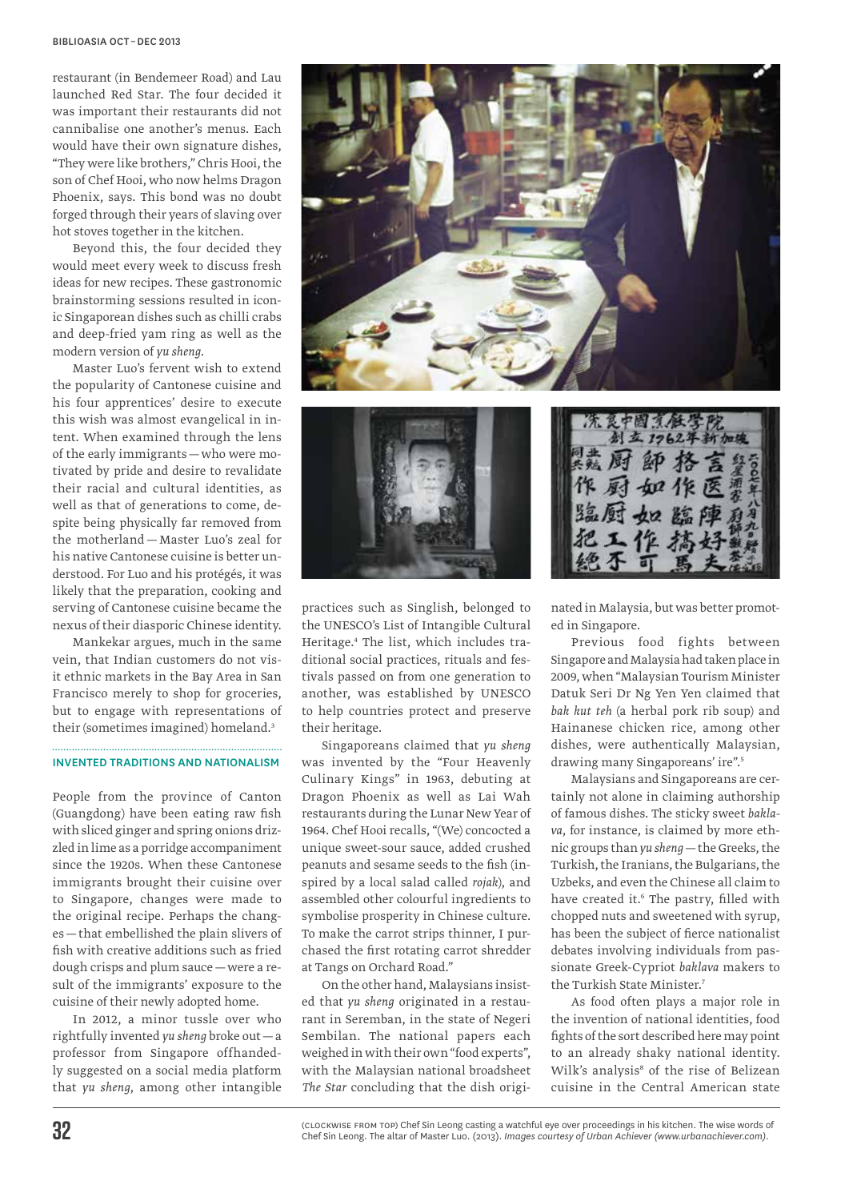restaurant (in Bendemeer Road) and Lau launched Red Star. The four decided it was important their restaurants did not cannibalise one another's menus. Each would have their own signature dishes, "They were like brothers," Chris Hooi, the son of Chef Hooi, who now helms Dragon Phoenix, says. This bond was no doubt forged through their years of slaving over hot stoves together in the kitchen.

Beyond this, the four decided they would meet every week to discuss fresh ideas for new recipes. These gastronomic brainstorming sessions resulted in iconic Singaporean dishes such as chilli crabs and deep-fried yam ring as well as the modern version of *yu sheng*.

Master Luo's fervent wish to extend the popularity of Cantonese cuisine and his four apprentices' desire to execute this wish was almost evangelical in intent. When examined through the lens of the early immigrants — who were motivated by pride and desire to revalidate their racial and cultural identities, as well as that of generations to come, despite being physically far removed from the motherland — Master Luo's zeal for his native Cantonese cuisine is better understood. For Luo and his protégés, it was likely that the preparation, cooking and serving of Cantonese cuisine became the nexus of their diasporic Chinese identity.

Mankekar argues, much in the same vein, that Indian customers do not visit ethnic markets in the Bay Area in San Francisco merely to shop for groceries, but to engage with representations of their (sometimes imagined) homeland.[3]

## INVENTED TRADITIONS AND NATIONALISM

People from the province of Canton (Guangdong) have been eating raw fish with sliced ginger and spring onions drizzled in lime as a porridge accompaniment since the 1920s. When these Cantonese immigrants brought their cuisine over to Singapore, changes were made to the original recipe. Perhaps the changes — that embellished the plain slivers of fish with creative additions such as fried dough crisps and plum sauce — were a result of the immigrants' exposure to the cuisine of their newly adopted home.

In 2012, a minor tussle over who rightfully invented *yu sheng* broke out — a professor from Singapore offhandedly suggested on a social media platform that *yu sheng*, among other intangible practices such as Singlish, belonged to the UNESCO's List of Intangible Cultural Heritage.[4] The list, which includes traditional social practices, rituals and festivals passed on from one generation to another, was established by UNESCO to help countries protect and preserve their heritage.

Singaporeans claimed that *yu sheng* was invented by the "Four Heavenly Culinary Kings" in 1963, debuting at Dragon Phoenix as well as Lai Wah restaurants during the Lunar New Year of 1964. Chef Hooi recalls, "(We) concocted a unique sweet-sour sauce, added crushed peanuts and sesame seeds to the fish (inspired by a local salad called *rojak*), and assembled other colourful ingredients to symbolise prosperity in Chinese culture. To make the carrot strips thinner, I purchased the first rotating carrot shredder at Tangs on Orchard Road."

On the other hand, Malaysians insisted that *yu sheng* originated in a restaurant in Seremban, in the state of Negeri Sembilan. The national papers each weighed in with their own "food experts", with the Malaysian national broadsheet *The Star* concluding that the dish originated in Malaysia, but was better promoted in Singapore.

Previous food fights between Singapore and Malaysia had taken place in 2009, when "Malaysian Tourism Minister Datuk Seri Dr Ng Yen Yen claimed that *bak kut teh* (a herbal pork rib soup) and Hainanese chicken rice, among other dishes, were authentically Malaysian, drawing many Singaporeans' ire".[5]

Malaysians and Singaporeans are certainly not alone in claiming authorship of famous dishes. The sticky sweet *baklava*, for instance, is claimed by more ethnic groups than *yu sheng* — the Greeks, the Turkish, the Iranians, the Bulgarians, the Uzbeks, and even the Chinese all claim to have created it.[6] The pastry, filled with chopped nuts and sweetened with syrup, has been the subject of fierce nationalist debates involving individuals from passionate Greek-Cypriot *baklava* makers to the Turkish State Minister.[7]

As food often plays a major role in the invention of national identities, food fights of the sort described here may point to an already shaky national identity. Wilk's analysis[8] of the rise of Belizean cuisine in the Central American state

(CLOCKWISE FROM TOP) Chef Sin Leong casting a watchful eye over proceedings in his kitchen. The wise words of Chef Sin Leong. The altar of Master Luo. (2013). *Images courtesy of Urban Achiever (www.urbanachiever.com).*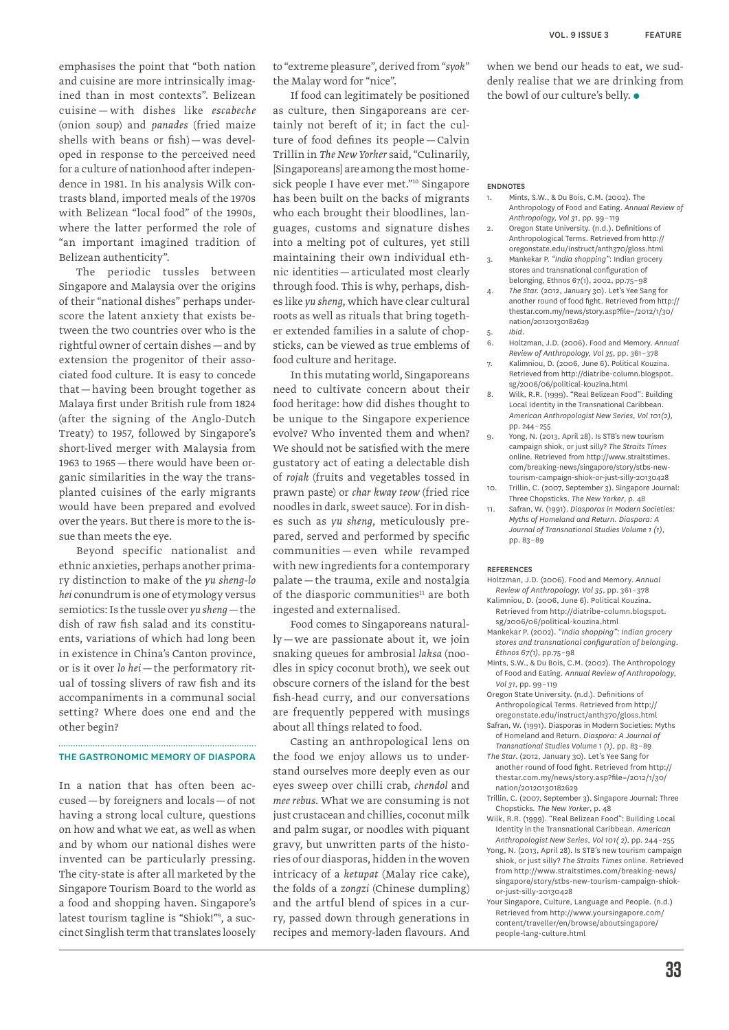emphasises the point that "both nation and cuisine are more intrinsically imagined than in most contexts". Belizean cuisine — with dishes like *escabeche* (onion soup) and *panades* (fried maize shells with beans or fish) — was developed in response to the perceived need for a culture of nationhood after independence in 1981. In his analysis Wilk contrasts bland, imported meals of the 1970s with Belizean "local food" of the 1990s, where the latter performed the role of "an important imagined tradition of Belizean authenticity".

The periodic tussles between Singapore and Malaysia over the origins of their "national dishes" perhaps underscore the latent anxiety that exists between the two countries over who is the rightful owner of certain dishes — and by extension the progenitor of their associated food culture. It is easy to concede that — having been brought together as Malaya first under British rule from 1824 (after the signing of the Anglo-Dutch Treaty) to 1957, followed by Singapore's short-lived merger with Malaysia from 1963 to 1965 — there would have been organic similarities in the way the transplanted cuisines of the early migrants would have been prepared and evolved over the years. But there is more to the issue than meets the eye.

Beyond specific nationalist and ethnic anxieties, perhaps another primary distinction to make of the *yu sheng-lo hei* conundrum is one of etymology versus semiotics: Is the tussle over *yu sheng* — the dish of raw fish salad and its constituents, variations of which had long been in existence in China's Canton province, or is it over *lo hei* — the performatory ritual of tossing slivers of raw fish and its accompaniments in a communal social setting? Where does one end and the other begin?

## THE GASTRONOMIC MEMORY OF DIASPORA

In a nation that has often been accused — by foreigners and locals — of not having a strong local culture, questions on how and what we eat, as well as when and by whom our national dishes were invented can be particularly pressing. The city-state is after all marketed by the Singapore Tourism Board to the world as a food and shopping haven. Singapore's latest tourism tagline is "Shiok!"[9], a succinct Singlish term that translates loosely to "extreme pleasure", derived from "*syok*" the Malay word for "nice".

If food can legitimately be positioned as culture, then Singaporeans are certainly not bereft of it; in fact the culture of food defines its people — Calvin Trillin in *The New Yorker* said, "Culinarily, [Singaporeans] are among the most homesick people I have ever met."[10] Singapore has been built on the backs of migrants who each brought their bloodlines, languages, customs and signature dishes into a melting pot of cultures, yet still maintaining their own individual ethnic identities — articulated most clearly through food. This is why, perhaps, dishes like *yu sheng*, which have clear cultural roots as well as rituals that bring together extended families in a salute of chopsticks, can be viewed as true emblems of food culture and heritage.

In this mutating world, Singaporeans need to cultivate concern about their food heritage: how did dishes thought to be unique to the Singapore experience evolve? Who invented them and when? We should not be satisfied with the mere gustatory act of eating a delectable dish of *rojak* (fruits and vegetables tossed in prawn paste) or *char kway teow* (fried rice noodles in dark, sweet sauce). For in dishes such as *yu sheng*, meticulously prepared, served and performed by specific communities — even while revamped with new ingredients for a contemporary palate — the trauma, exile and nostalgia of the diasporic communities[11] are both ingested and externalised.

Food comes to Singaporeans naturally — we are passionate about it, we join snaking queues for ambrosial *laksa* (noodles in spicy coconut broth), we seek out obscure corners of the island for the best fish-head curry, and our conversations are frequently peppered with musings about all things related to food.

Casting an anthropological lens on the food we enjoy allows us to understand ourselves more deeply even as our eyes sweep over chilli crab, *chendol* and *mee rebus*. What we are consuming is not just crustacean and chillies, coconut milk and palm sugar, or noodles with piquant gravy, but unwritten parts of the histories of our diasporas, hidden in the woven intricacy of a *ketupat* (Malay rice cake), the folds of a *zongzi* (Chinese dumpling) and the artful blend of spices in a curry, passed down through generations in recipes and memory-laden flavours. And when we bend our heads to eat, we suddenly realise that we are drinking from the bowl of our culture's belly. ●

### ENDNOTES

1. Mints, S.W., & Du Bois, C.M. (2002). The Anthropology of Food and Eating. *Annual Review of Anthropology, Vol 31*, pp. 99–119
2. Oregon State University. (n.d.). Definitions of Anthropological Terms. Retrieved from http://oregonstate.edu/instruct/anth370/gloss.html
3. Mankekar P. *"India shopping"*: Indian grocery stores and transnational configuration of belonging. Ethnos 67(1), 2002, pp.75–98
4. *The Star*. (2012, January 30). Let's Yee Sang for another round of food fight. Retrieved from http://thestar.com.my/news/story.asp?file=/2012/1/30/nation/20120130182629
5. *Ibid*.
6. Holtzman, J.D. (2006). Food and Memory. *Annual Review of Anthropology, Vol 35*, pp. 361–378
7. Kalimniou, D. (2006, June 6). Political Kouzina. Retrieved from http://diatribe-column.blogspot.sg/2006/06/political-kouzina.html
8. Wilk, R.R. (1999). "Real Belizean Food": Building Local Identity in the Transnational Caribbean. *American Anthropologist New Series, Vol 101(2)*, pp. 244–255
9. Yong, N. (2013, April 28). Is STB's new tourism campaign shiok, or just silly? *The Straits Times* online. Retrieved from http://www.straitstimes.com/breaking-news/singapore/story/stbs-new-tourism-campaign-shiok-or-just-silly-20130428
10. Trillin, C. (2007, September 3). Singapore Journal: Three Chopsticks. *The New Yorker*, p. 48
11. Safran, W. (1991). *Diasporas in Modern Societies: Myths of Homeland and Return. Diaspora: A Journal of Transnational Studies Volume 1 (1)*, pp. 83–89

### REFERENCES

Holtzman, J.D. (2006). Food and Memory. *Annual Review of Anthropology, Vol 35*, pp. 361–378

Kalimniou, D. (2006, June 6). Political Kouzina. Retrieved from http://diatribe-column.blogspot.sg/2006/06/political-kouzina.html

Mankekar P. (2002). *"India shopping": Indian grocery stores and transnational configuration of belonging. Ethnos 67(1)*, pp.75–98

Mints, S.W., & Du Bois, C.M. (2002). The Anthropology of Food and Eating. *Annual Review of Anthropology, Vol 31*, pp. 99–119

Oregon State University. (n.d.). Definitions of Anthropological Terms. Retrieved from http://oregonstate.edu/instruct/anth370/gloss.html

Safran, W. (1991). Diasporas in Modern Societies: Myths of Homeland and Return. *Diaspora: A Journal of Transnational Studies Volume 1 (1)*, pp. 83–89

*The Star*. (2012, January 30). Let's Yee Sang for another round of food fight. Retrieved from http://thestar.com.my/news/story.asp?file=/2012/1/30/nation/20120130182629

Trillin, C. (2007, September 3). Singapore Journal: Three Chopsticks. *The New Yorker*, p. 48

Wilk, R.R. (1999). "Real Belizean Food": Building Local Identity in the Transnational Caribbean. *American Anthropologist New Series, Vol 101( 2)*, pp. 244–255

Yong, N. (2013, April 28). Is STB's new tourism campaign shiok, or just silly? *The Straits Times* online. Retrieved from http://www.straitstimes.com/breaking-news/singapore/story/stbs-new-tourism-campaign-shiok-or-just-silly-20130428

Your Singapore, Culture, Language and People. (n.d.) Retrieved from http://www.yoursingapore.com/content/traveller/en/browse/aboutsingapore/people-lang-culture.html